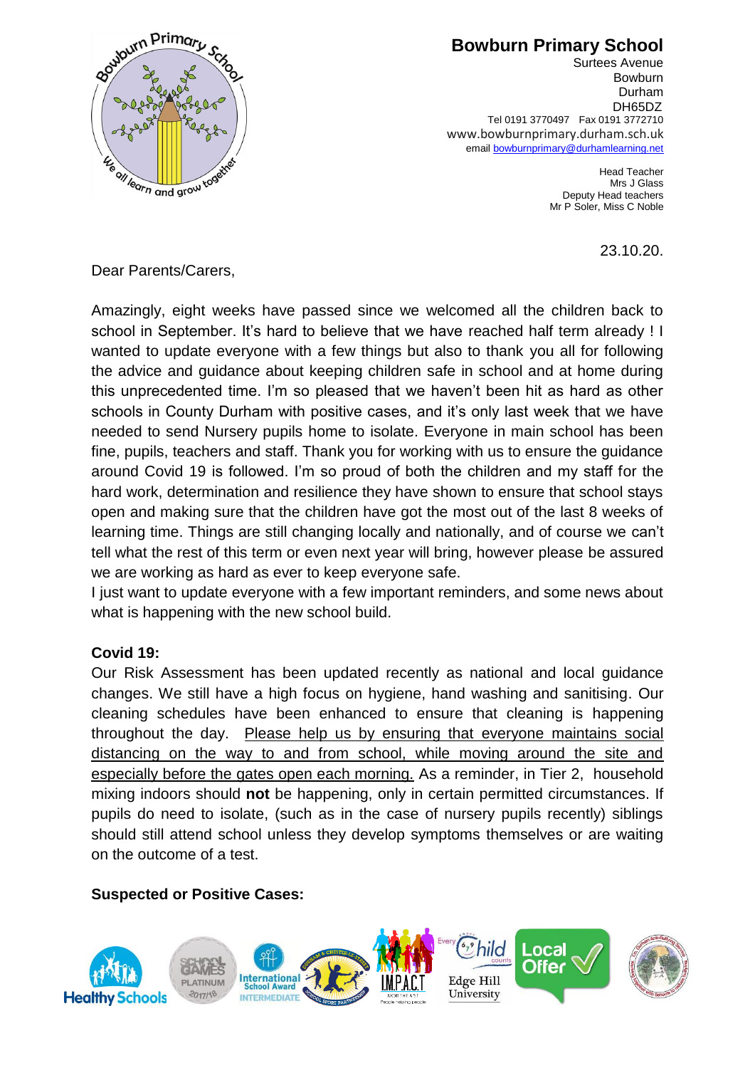**Bowburn Primary School**
Surtees Avenue
Bowburn
Durham
DH65DZ
Tel 0191 3770497 Fax 0191 3772710
www.bowburnprimary.durham.sch.uk
email bowburnprimary@durhamlearning.net

Head Teacher
Mrs J Glass
Deputy Head teachers
Mr P Soler, Miss C Noble

23.10.20.

Dear Parents/Carers,

Amazingly, eight weeks have passed since we welcomed all the children back to school in September. It's hard to believe that we have reached half term already ! I wanted to update everyone with a few things but also to thank you all for following the advice and guidance about keeping children safe in school and at home during this unprecedented time. I'm so pleased that we haven't been hit as hard as other schools in County Durham with positive cases, and it's only last week that we have needed to send Nursery pupils home to isolate. Everyone in main school has been fine, pupils, teachers and staff. Thank you for working with us to ensure the guidance around Covid 19 is followed. I'm so proud of both the children and my staff for the hard work, determination and resilience they have shown to ensure that school stays open and making sure that the children have got the most out of the last 8 weeks of learning time. Things are still changing locally and nationally, and of course we can't tell what the rest of this term or even next year will bring, however please be assured we are working as hard as ever to keep everyone safe.

I just want to update everyone with a few important reminders, and some news about what is happening with the new school build.

**Covid 19:**

Our Risk Assessment has been updated recently as national and local guidance changes. We still have a high focus on hygiene, hand washing and sanitising. Our cleaning schedules have been enhanced to ensure that cleaning is happening throughout the day. Please help us by ensuring that everyone maintains social distancing on the way to and from school, while moving around the site and especially before the gates open each morning. As a reminder, in Tier 2, household mixing indoors should **not** be happening, only in certain permitted circumstances. If pupils do need to isolate, (such as in the case of nursery pupils recently) siblings should still attend school unless they develop symptoms themselves or are waiting on the outcome of a test.

**Suspected or Positive Cases:**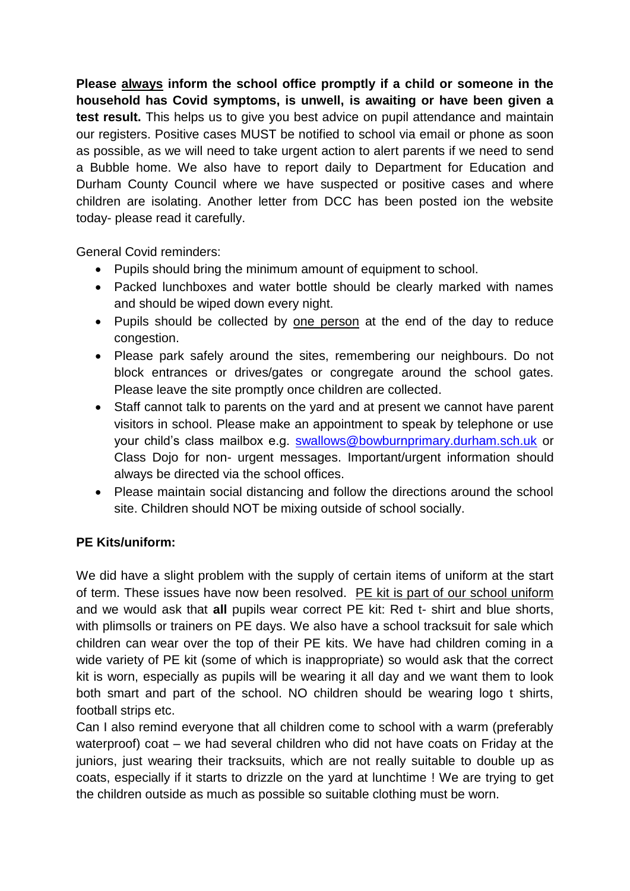**Please <u>always</u> inform the school office promptly if a child or someone in the household has Covid symptoms, is unwell, is awaiting or have been given a test result.** This helps us to give you best advice on pupil attendance and maintain our registers. Positive cases MUST be notified to school via email or phone as soon as possible, as we will need to take urgent action to alert parents if we need to send a Bubble home. We also have to report daily to Department for Education and Durham County Council where we have suspected or positive cases and where children are isolating. Another letter from DCC has been posted ion the website today- please read it carefully.

General Covid reminders:

- Pupils should bring the minimum amount of equipment to school.
- Packed lunchboxes and water bottle should be clearly marked with names and should be wiped down every night.
- Pupils should be collected by <u>one person</u> at the end of the day to reduce congestion.
- Please park safely around the sites, remembering our neighbours. Do not block entrances or drives/gates or congregate around the school gates. Please leave the site promptly once children are collected.
- Staff cannot talk to parents on the yard and at present we cannot have parent visitors in school. Please make an appointment to speak by telephone or use your child's class mailbox e.g. swallows@bowburnprimary.durham.sch.uk or Class Dojo for non- urgent messages. Important/urgent information should always be directed via the school offices.
- Please maintain social distancing and follow the directions around the school site. Children should NOT be mixing outside of school socially.

**PE Kits/uniform:**

We did have a slight problem with the supply of certain items of uniform at the start of term. These issues have now been resolved. <u>PE kit is part of our school uniform</u> and we would ask that **all** pupils wear correct PE kit: Red t- shirt and blue shorts, with plimsolls or trainers on PE days. We also have a school tracksuit for sale which children can wear over the top of their PE kits. We have had children coming in a wide variety of PE kit (some of which is inappropriate) so would ask that the correct kit is worn, especially as pupils will be wearing it all day and we want them to look both smart and part of the school. NO children should be wearing logo t shirts, football strips etc.

Can I also remind everyone that all children come to school with a warm (preferably waterproof) coat – we had several children who did not have coats on Friday at the juniors, just wearing their tracksuits, which are not really suitable to double up as coats, especially if it starts to drizzle on the yard at lunchtime ! We are trying to get the children outside as much as possible so suitable clothing must be worn.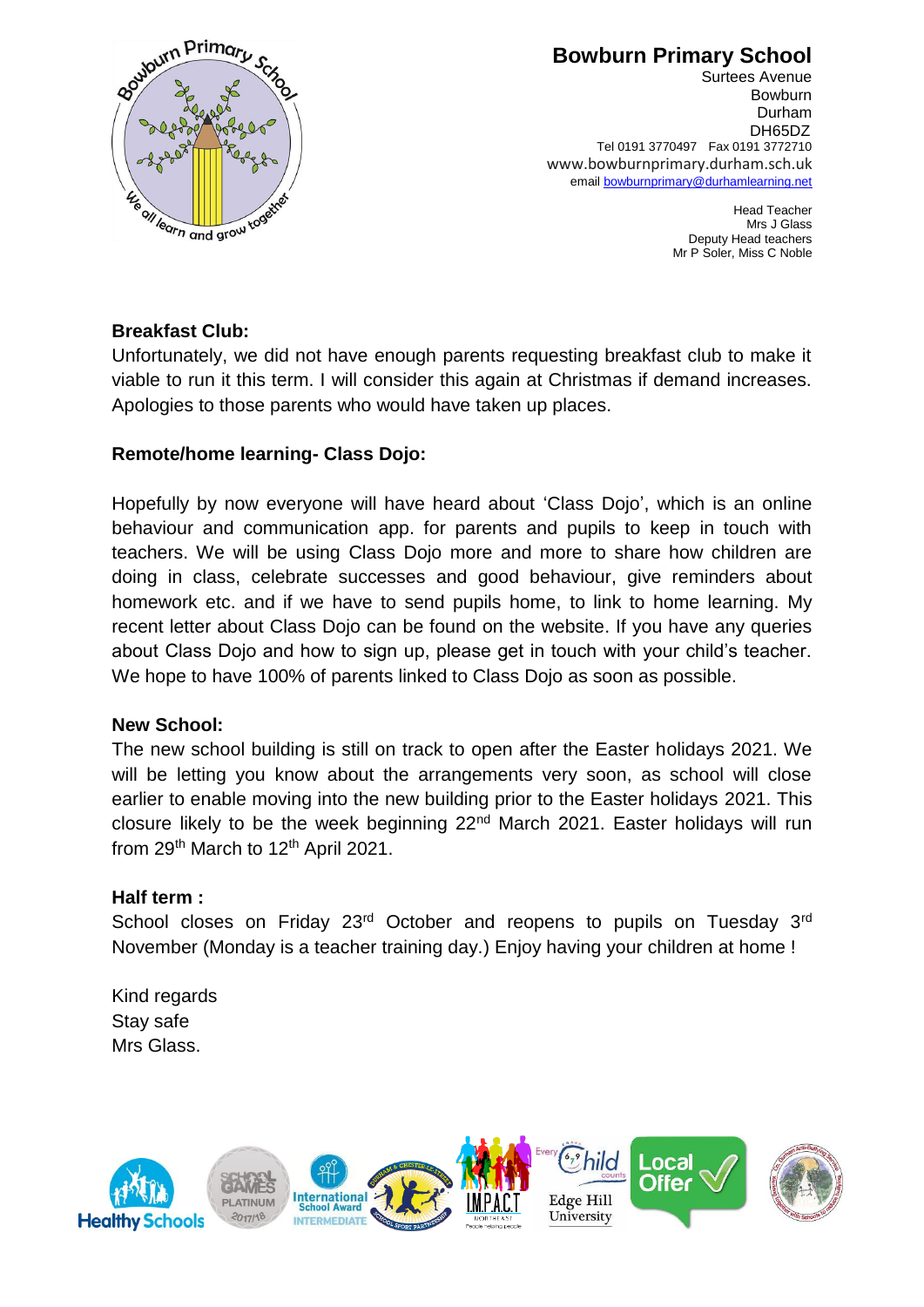**Bowburn Primary School**

Surtees Avenue
Bowburn
Durham
DH65DZ
Tel 0191 3770497 Fax 0191 3772710
www.bowburnprimary.durham.sch.uk
email bowburnprimary@durhamlearning.net

Head Teacher
Mrs J Glass
Deputy Head teachers
Mr P Soler, Miss C Noble

**Breakfast Club:**

Unfortunately, we did not have enough parents requesting breakfast club to make it viable to run it this term. I will consider this again at Christmas if demand increases. Apologies to those parents who would have taken up places.

**Remote/home learning- Class Dojo:**

Hopefully by now everyone will have heard about 'Class Dojo', which is an online behaviour and communication app. for parents and pupils to keep in touch with teachers. We will be using Class Dojo more and more to share how children are doing in class, celebrate successes and good behaviour, give reminders about homework etc. and if we have to send pupils home, to link to home learning. My recent letter about Class Dojo can be found on the website. If you have any queries about Class Dojo and how to sign up, please get in touch with your child's teacher. We hope to have 100% of parents linked to Class Dojo as soon as possible.

**New School:**

The new school building is still on track to open after the Easter holidays 2021. We will be letting you know about the arrangements very soon, as school will close earlier to enable moving into the new building prior to the Easter holidays 2021. This closure likely to be the week beginning 22nd March 2021. Easter holidays will run from 29th March to 12th April 2021.

**Half term :**

School closes on Friday 23rd October and reopens to pupils on Tuesday 3rd November (Monday is a teacher training day.) Enjoy having your children at home !

Kind regards
Stay safe
Mrs Glass.